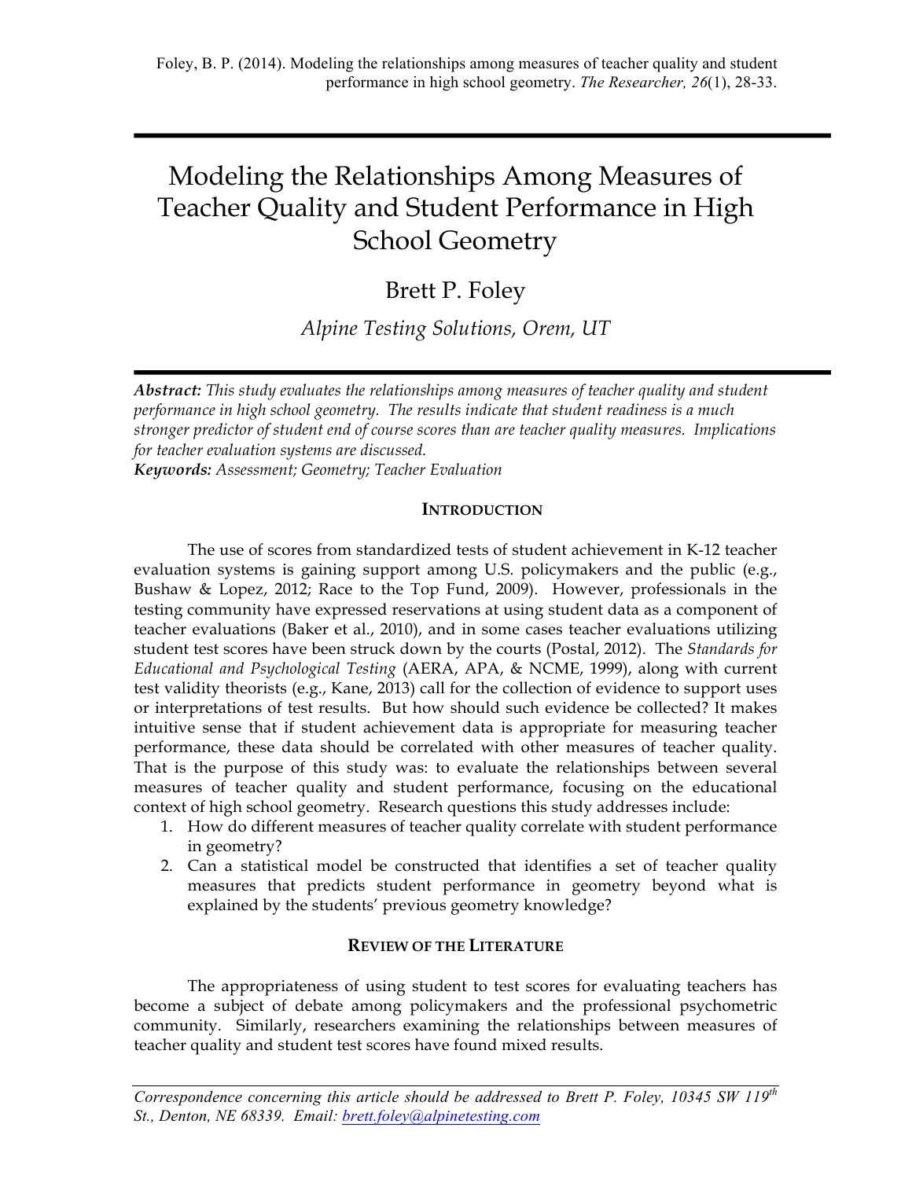Foley, B. P. (2014). Modeling the relationships among measures of teacher quality and student performance in high school geometry. *The Researcher, 26*(1), 28-33.

# Modeling the Relationships Among Measures of Teacher Quality and Student Performance in High School Geometry

Brett P. Foley

*Alpine Testing Solutions, Orem, UT*

***Abstract:*** *This study evaluates the relationships among measures of teacher quality and student performance in high school geometry. The results indicate that student readiness is a much stronger predictor of student end of course scores than are teacher quality measures. Implications for teacher evaluation systems are discussed.*

***Keywords:*** *Assessment; Geometry; Teacher Evaluation*

## INTRODUCTION

The use of scores from standardized tests of student achievement in K-12 teacher evaluation systems is gaining support among U.S. policymakers and the public (e.g., Bushaw & Lopez, 2012; Race to the Top Fund, 2009). However, professionals in the testing community have expressed reservations at using student data as a component of teacher evaluations (Baker et al., 2010), and in some cases teacher evaluations utilizing student test scores have been struck down by the courts (Postal, 2012). The *Standards for Educational and Psychological Testing* (AERA, APA, & NCME, 1999), along with current test validity theorists (e.g., Kane, 2013) call for the collection of evidence to support uses or interpretations of test results. But how should such evidence be collected? It makes intuitive sense that if student achievement data is appropriate for measuring teacher performance, these data should be correlated with other measures of teacher quality. That is the purpose of this study was: to evaluate the relationships between several measures of teacher quality and student performance, focusing on the educational context of high school geometry. Research questions this study addresses include:

1. How do different measures of teacher quality correlate with student performance in geometry?
2. Can a statistical model be constructed that identifies a set of teacher quality measures that predicts student performance in geometry beyond what is explained by the students' previous geometry knowledge?

## REVIEW OF THE LITERATURE

The appropriateness of using student to test scores for evaluating teachers has become a subject of debate among policymakers and the professional psychometric community. Similarly, researchers examining the relationships between measures of teacher quality and student test scores have found mixed results.

*Correspondence concerning this article should be addressed to Brett P. Foley, 10345 SW 119th St., Denton, NE 68339. Email: brett.foley@alpinetesting.com*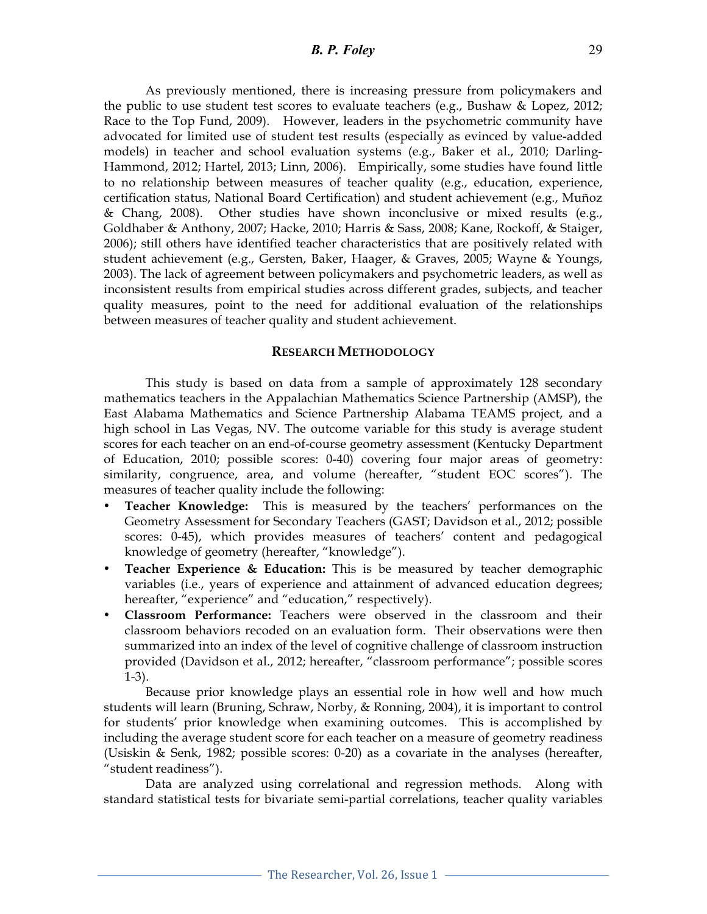As previously mentioned, there is increasing pressure from policymakers and the public to use student test scores to evaluate teachers (e.g., Bushaw & Lopez, 2012; Race to the Top Fund, 2009). However, leaders in the psychometric community have advocated for limited use of student test results (especially as evinced by value-added models) in teacher and school evaluation systems (e.g., Baker et al., 2010; Darling-Hammond, 2012; Hartel, 2013; Linn, 2006). Empirically, some studies have found little to no relationship between measures of teacher quality (e.g., education, experience, certification status, National Board Certification) and student achievement (e.g., Muñoz & Chang, 2008). Other studies have shown inconclusive or mixed results (e.g., Goldhaber & Anthony, 2007; Hacke, 2010; Harris & Sass, 2008; Kane, Rockoff, & Staiger, 2006); still others have identified teacher characteristics that are positively related with student achievement (e.g., Gersten, Baker, Haager, & Graves, 2005; Wayne & Youngs, 2003). The lack of agreement between policymakers and psychometric leaders, as well as inconsistent results from empirical studies across different grades, subjects, and teacher quality measures, point to the need for additional evaluation of the relationships between measures of teacher quality and student achievement.

## Research Methodology

This study is based on data from a sample of approximately 128 secondary mathematics teachers in the Appalachian Mathematics Science Partnership (AMSP), the East Alabama Mathematics and Science Partnership Alabama TEAMS project, and a high school in Las Vegas, NV. The outcome variable for this study is average student scores for each teacher on an end-of-course geometry assessment (Kentucky Department of Education, 2010; possible scores: 0-40) covering four major areas of geometry: similarity, congruence, area, and volume (hereafter, "student EOC scores"). The measures of teacher quality include the following:

- **Teacher Knowledge:** This is measured by the teachers' performances on the Geometry Assessment for Secondary Teachers (GAST; Davidson et al., 2012; possible scores: 0-45), which provides measures of teachers' content and pedagogical knowledge of geometry (hereafter, "knowledge").
- **Teacher Experience & Education:** This is be measured by teacher demographic variables (i.e., years of experience and attainment of advanced education degrees; hereafter, "experience" and "education," respectively).
- **Classroom Performance:** Teachers were observed in the classroom and their classroom behaviors recoded on an evaluation form. Their observations were then summarized into an index of the level of cognitive challenge of classroom instruction provided (Davidson et al., 2012; hereafter, "classroom performance"; possible scores 1-3).

Because prior knowledge plays an essential role in how well and how much students will learn (Bruning, Schraw, Norby, & Ronning, 2004), it is important to control for students' prior knowledge when examining outcomes. This is accomplished by including the average student score for each teacher on a measure of geometry readiness (Usiskin & Senk, 1982; possible scores: 0-20) as a covariate in the analyses (hereafter, "student readiness").

Data are analyzed using correlational and regression methods. Along with standard statistical tests for bivariate semi-partial correlations, teacher quality variables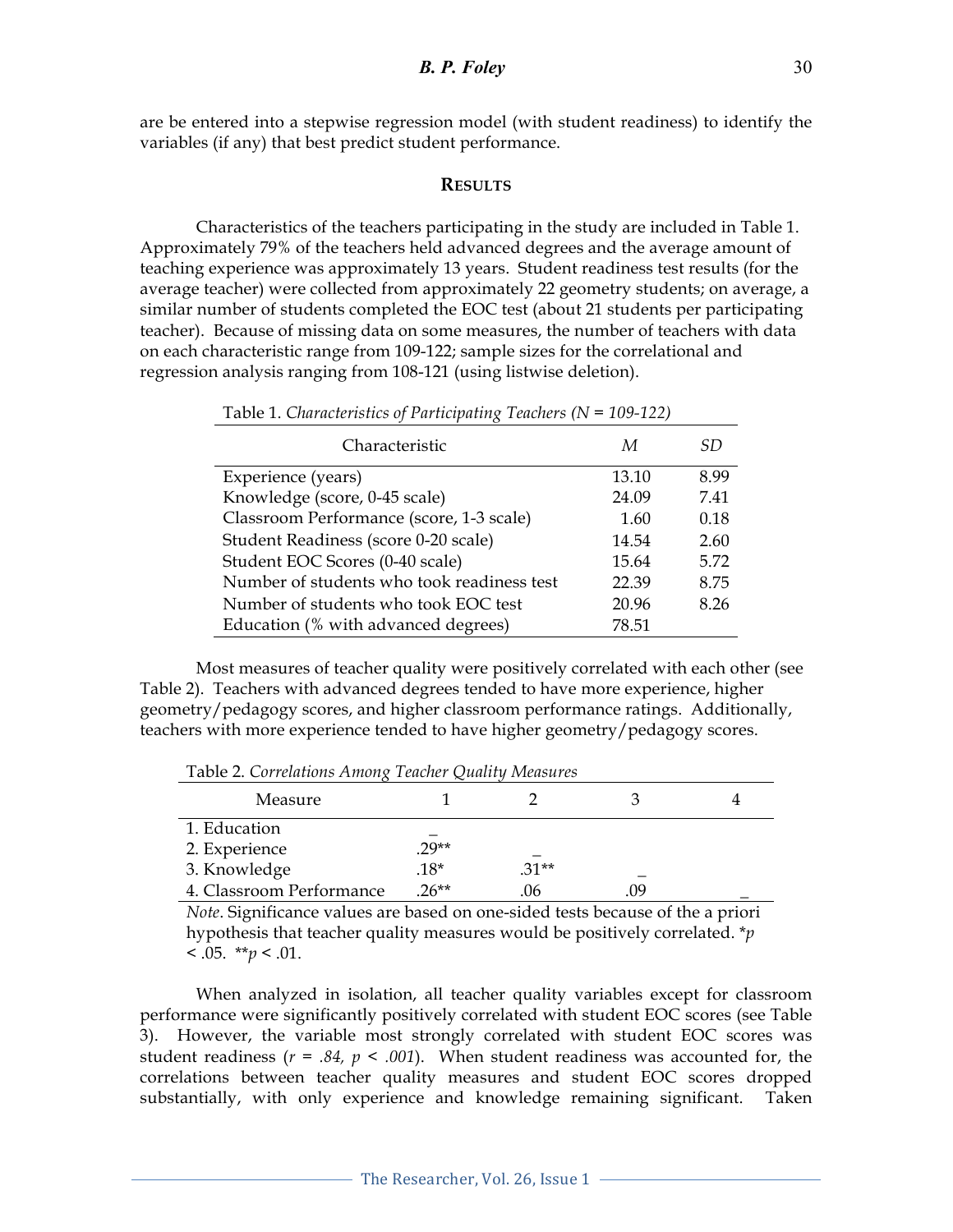are be entered into a stepwise regression model (with student readiness) to identify the variables (if any) that best predict student performance.

## RESULTS

Characteristics of the teachers participating in the study are included in Table 1. Approximately 79% of the teachers held advanced degrees and the average amount of teaching experience was approximately 13 years. Student readiness test results (for the average teacher) were collected from approximately 22 geometry students; on average, a similar number of students completed the EOC test (about 21 students per participating teacher). Because of missing data on some measures, the number of teachers with data on each characteristic range from 109-122; sample sizes for the correlational and regression analysis ranging from 108-121 (using listwise deletion).

Table 1. *Characteristics of Participating Teachers (N = 109-122)*

| Characteristic | *M* | *SD* |
|---|---|---|
| Experience (years) | 13.10 | 8.99 |
| Knowledge (score, 0-45 scale) | 24.09 | 7.41 |
| Classroom Performance (score, 1-3 scale) | 1.60 | 0.18 |
| Student Readiness (score 0-20 scale) | 14.54 | 2.60 |
| Student EOC Scores (0-40 scale) | 15.64 | 5.72 |
| Number of students who took readiness test | 22.39 | 8.75 |
| Number of students who took EOC test | 20.96 | 8.26 |
| Education (% with advanced degrees) | 78.51 | |

Most measures of teacher quality were positively correlated with each other (see Table 2). Teachers with advanced degrees tended to have more experience, higher geometry/pedagogy scores, and higher classroom performance ratings. Additionally, teachers with more experience tended to have higher geometry/pedagogy scores.

Table 2. *Correlations Among Teacher Quality Measures*

| Measure | 1 | 2 | 3 | 4 |
|---|---|---|---|---|
| 1. Education | _ | | | |
| 2. Experience | .29** | _ | | |
| 3. Knowledge | .18* | .31** | _ | |
| 4. Classroom Performance | .26** | .06 | .09 | _ |

*Note*. Significance values are based on one-sided tests because of the a priori hypothesis that teacher quality measures would be positively correlated. *$p < .05$. **$p < .01$.

When analyzed in isolation, all teacher quality variables except for classroom performance were significantly positively correlated with student EOC scores (see Table 3). However, the variable most strongly correlated with student EOC scores was student readiness ($r = .84$, $p < .001$). When student readiness was accounted for, the correlations between teacher quality measures and student EOC scores dropped substantially, with only experience and knowledge remaining significant. Taken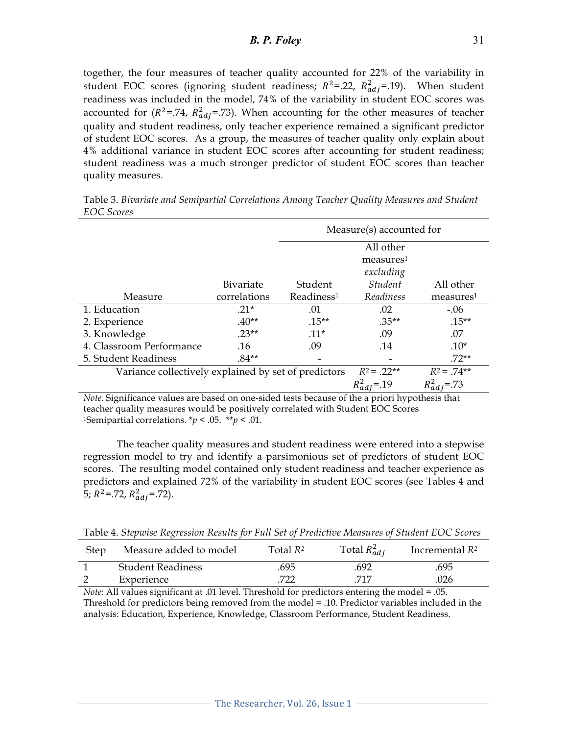together, the four measures of teacher quality accounted for 22% of the variability in student EOC scores (ignoring student readiness; $R^2$=.22, $R^2_{adj}$=.19). When student readiness was included in the model, 74% of the variability in student EOC scores was accounted for ($R^2$=.74, $R^2_{adj}$=.73). When accounting for the other measures of teacher quality and student readiness, only teacher experience remained a significant predictor of student EOC scores. As a group, the measures of teacher quality only explain about 4% additional variance in student EOC scores after accounting for student readiness; student readiness was a much stronger predictor of student EOC scores than teacher quality measures.

Table 3. *Bivariate and Semipartial Correlations Among Teacher Quality Measures and Student EOC Scores*

| | | Measure(s) accounted for | | |
|---|---|---|---|---|
| Measure | Bivariate correlations | Student Readiness[1] | All other measures[1] *excluding Student Readiness* | All other measures[1] |
| 1. Education | .21* | .01 | .02 | -.06 |
| 2. Experience | .40** | .15** | .35** | .15** |
| 3. Knowledge | .23** | .11* | .09 | .07 |
| 4. Classroom Performance | .16 | .09 | .14 | .10* |
| 5. Student Readiness | .84** | - | - | .72** |
| Variance collectively explained by set of predictors | | | $R^2$ = .22** $R^2_{adj}$=.19 | $R^2$ = .74** $R^2_{adj}$=.73 |

*Note*. Significance values are based on one-sided tests because of the a priori hypothesis that teacher quality measures would be positively correlated with Student EOC Scores
[1]Semipartial correlations. *$p$ < .05. **$p$ < .01.

The teacher quality measures and student readiness were entered into a stepwise regression model to try and identify a parsimonious set of predictors of student EOC scores. The resulting model contained only student readiness and teacher experience as predictors and explained 72% of the variability in student EOC scores (see Tables 4 and 5; $R^2$=.72, $R^2_{adj}$=.72).

Table 4. *Stepwise Regression Results for Full Set of Predictive Measures of Student EOC Scores*

| Step | Measure added to model | Total $R^2$ | Total $R^2_{adj}$ | Incremental $R^2$ |
|---|---|---|---|---|
| 1 | Student Readiness | .695 | .692 | .695 |
| 2 | Experience | .722 | .717 | .026 |

*Note*: All values significant at .01 level. Threshold for predictors entering the model = .05. Threshold for predictors being removed from the model = .10. Predictor variables included in the analysis: Education, Experience, Knowledge, Classroom Performance, Student Readiness.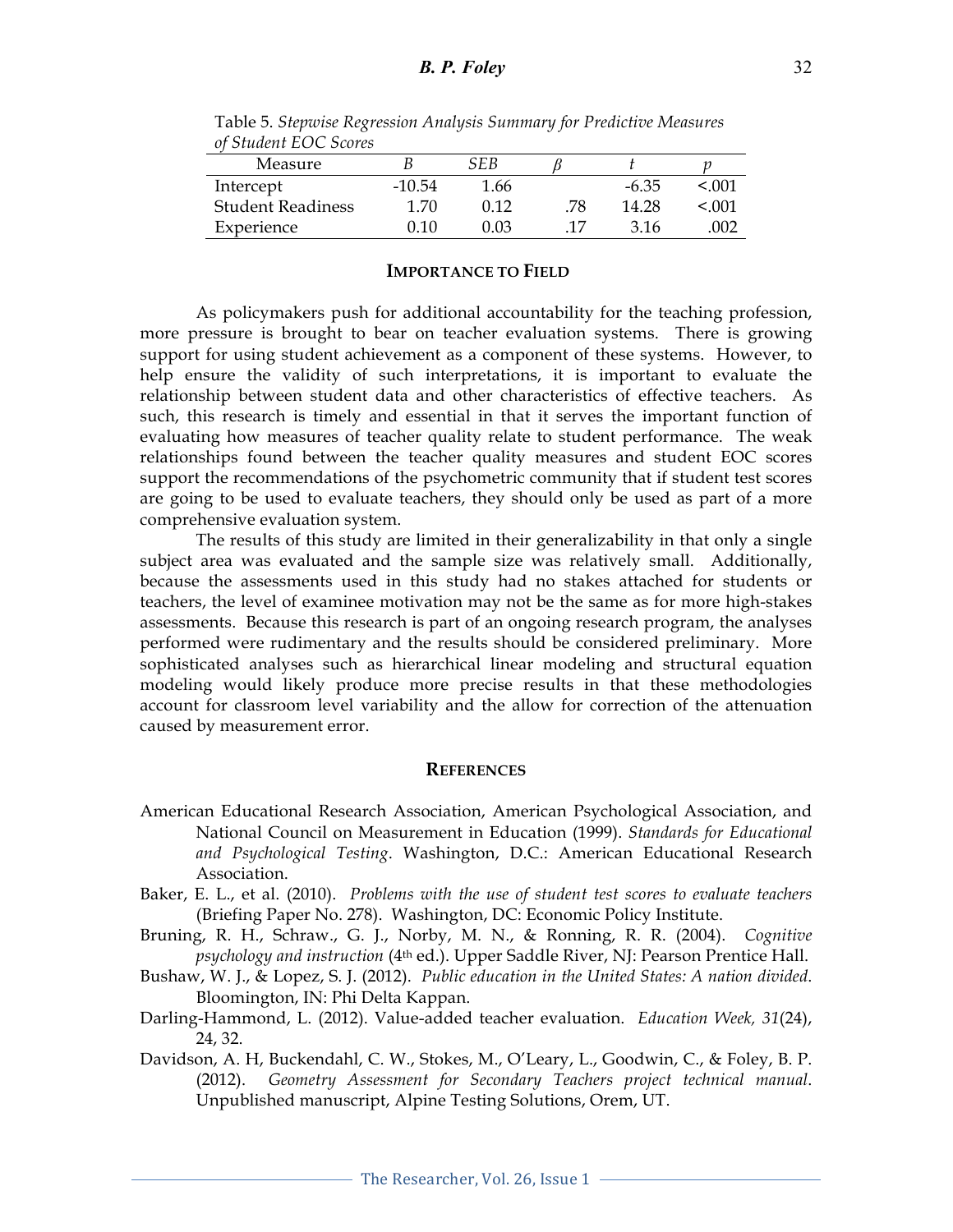Table 5. *Stepwise Regression Analysis Summary for Predictive Measures of Student EOC Scores*

| Measure | *B* | *SEB* | $\beta$ | *t* | *p* |
|---|---|---|---|---|---|
| Intercept | -10.54 | 1.66 | | -6.35 | <.001 |
| Student Readiness | 1.70 | 0.12 | .78 | 14.28 | <.001 |
| Experience | 0.10 | 0.03 | .17 | 3.16 | .002 |

## IMPORTANCE TO FIELD

As policymakers push for additional accountability for the teaching profession, more pressure is brought to bear on teacher evaluation systems. There is growing support for using student achievement as a component of these systems. However, to help ensure the validity of such interpretations, it is important to evaluate the relationship between student data and other characteristics of effective teachers. As such, this research is timely and essential in that it serves the important function of evaluating how measures of teacher quality relate to student performance. The weak relationships found between the teacher quality measures and student EOC scores support the recommendations of the psychometric community that if student test scores are going to be used to evaluate teachers, they should only be used as part of a more comprehensive evaluation system.

The results of this study are limited in their generalizability in that only a single subject area was evaluated and the sample size was relatively small. Additionally, because the assessments used in this study had no stakes attached for students or teachers, the level of examinee motivation may not be the same as for more high-stakes assessments. Because this research is part of an ongoing research program, the analyses performed were rudimentary and the results should be considered preliminary. More sophisticated analyses such as hierarchical linear modeling and structural equation modeling would likely produce more precise results in that these methodologies account for classroom level variability and the allow for correction of the attenuation caused by measurement error.

## REFERENCES

American Educational Research Association, American Psychological Association, and National Council on Measurement in Education (1999). *Standards for Educational and Psychological Testing*. Washington, D.C.: American Educational Research Association.

Baker, E. L., et al. (2010). *Problems with the use of student test scores to evaluate teachers* (Briefing Paper No. 278). Washington, DC: Economic Policy Institute.

Bruning, R. H., Schraw., G. J., Norby, M. N., & Ronning, R. R. (2004). *Cognitive psychology and instruction* (4th ed.). Upper Saddle River, NJ: Pearson Prentice Hall.

Bushaw, W. J., & Lopez, S. J. (2012). *Public education in the United States: A nation divided*. Bloomington, IN: Phi Delta Kappan.

Darling-Hammond, L. (2012). Value-added teacher evaluation. *Education Week, 31*(24), 24, 32.

Davidson, A. H, Buckendahl, C. W., Stokes, M., O'Leary, L., Goodwin, C., & Foley, B. P. (2012). *Geometry Assessment for Secondary Teachers project technical manual*. Unpublished manuscript, Alpine Testing Solutions, Orem, UT.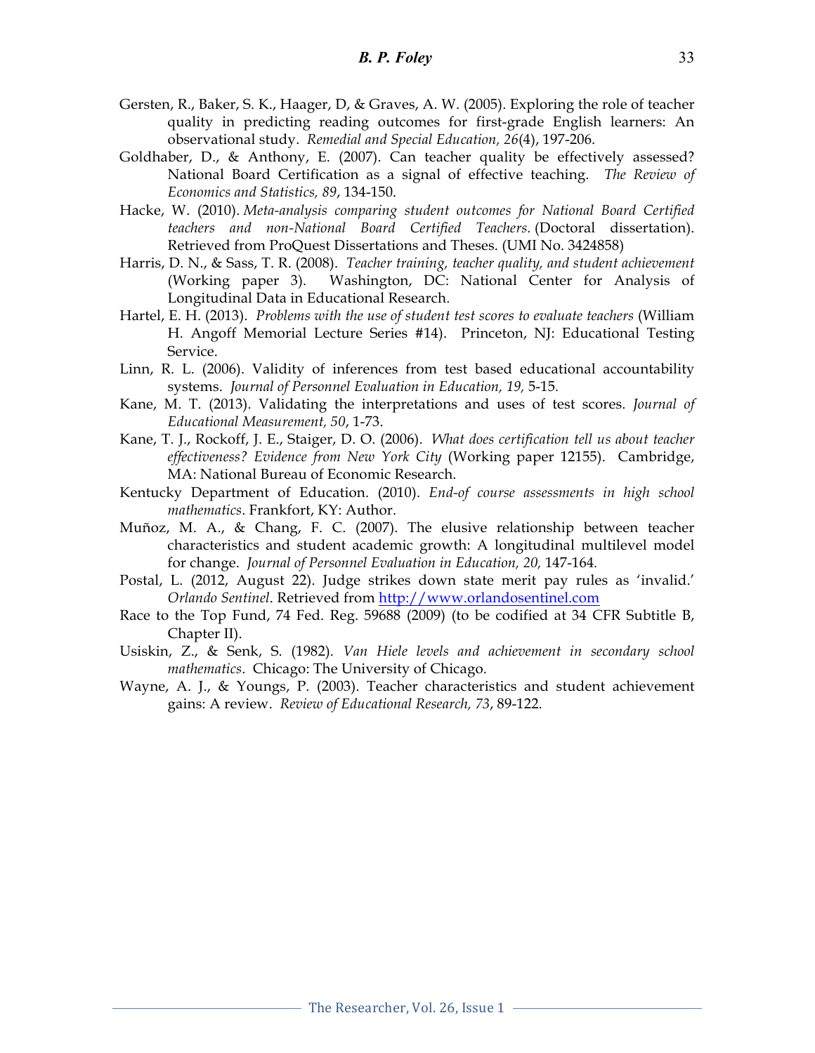Gersten, R., Baker, S. K., Haager, D, & Graves, A. W. (2005). Exploring the role of teacher quality in predicting reading outcomes for first-grade English learners: An observational study. *Remedial and Special Education, 26*(4), 197-206.

Goldhaber, D., & Anthony, E. (2007). Can teacher quality be effectively assessed? National Board Certification as a signal of effective teaching. *The Review of Economics and Statistics, 89*, 134-150.

Hacke, W. (2010). *Meta-analysis comparing student outcomes for National Board Certified teachers and non-National Board Certified Teachers.* (Doctoral dissertation). Retrieved from ProQuest Dissertations and Theses. (UMI No. 3424858)

Harris, D. N., & Sass, T. R. (2008). *Teacher training, teacher quality, and student achievement* (Working paper 3). Washington, DC: National Center for Analysis of Longitudinal Data in Educational Research.

Hartel, E. H. (2013). *Problems with the use of student test scores to evaluate teachers* (William H. Angoff Memorial Lecture Series #14). Princeton, NJ: Educational Testing Service.

Linn, R. L. (2006). Validity of inferences from test based educational accountability systems. *Journal of Personnel Evaluation in Education, 19,* 5-15.

Kane, M. T. (2013). Validating the interpretations and uses of test scores. *Journal of Educational Measurement, 50*, 1-73.

Kane, T. J., Rockoff, J. E., Staiger, D. O. (2006). *What does certification tell us about teacher effectiveness? Evidence from New York City* (Working paper 12155). Cambridge, MA: National Bureau of Economic Research.

Kentucky Department of Education. (2010). *End-of course assessments in high school mathematics*. Frankfort, KY: Author.

Muñoz, M. A., & Chang, F. C. (2007). The elusive relationship between teacher characteristics and student academic growth: A longitudinal multilevel model for change. *Journal of Personnel Evaluation in Education, 20,* 147-164.

Postal, L. (2012, August 22). Judge strikes down state merit pay rules as 'invalid.' *Orlando Sentinel*. Retrieved from http://www.orlandosentinel.com

Race to the Top Fund, 74 Fed. Reg. 59688 (2009) (to be codified at 34 CFR Subtitle B, Chapter II).

Usiskin, Z., & Senk, S. (1982). *Van Hiele levels and achievement in secondary school mathematics*. Chicago: The University of Chicago.

Wayne, A. J., & Youngs, P. (2003). Teacher characteristics and student achievement gains: A review. *Review of Educational Research, 73*, 89-122.